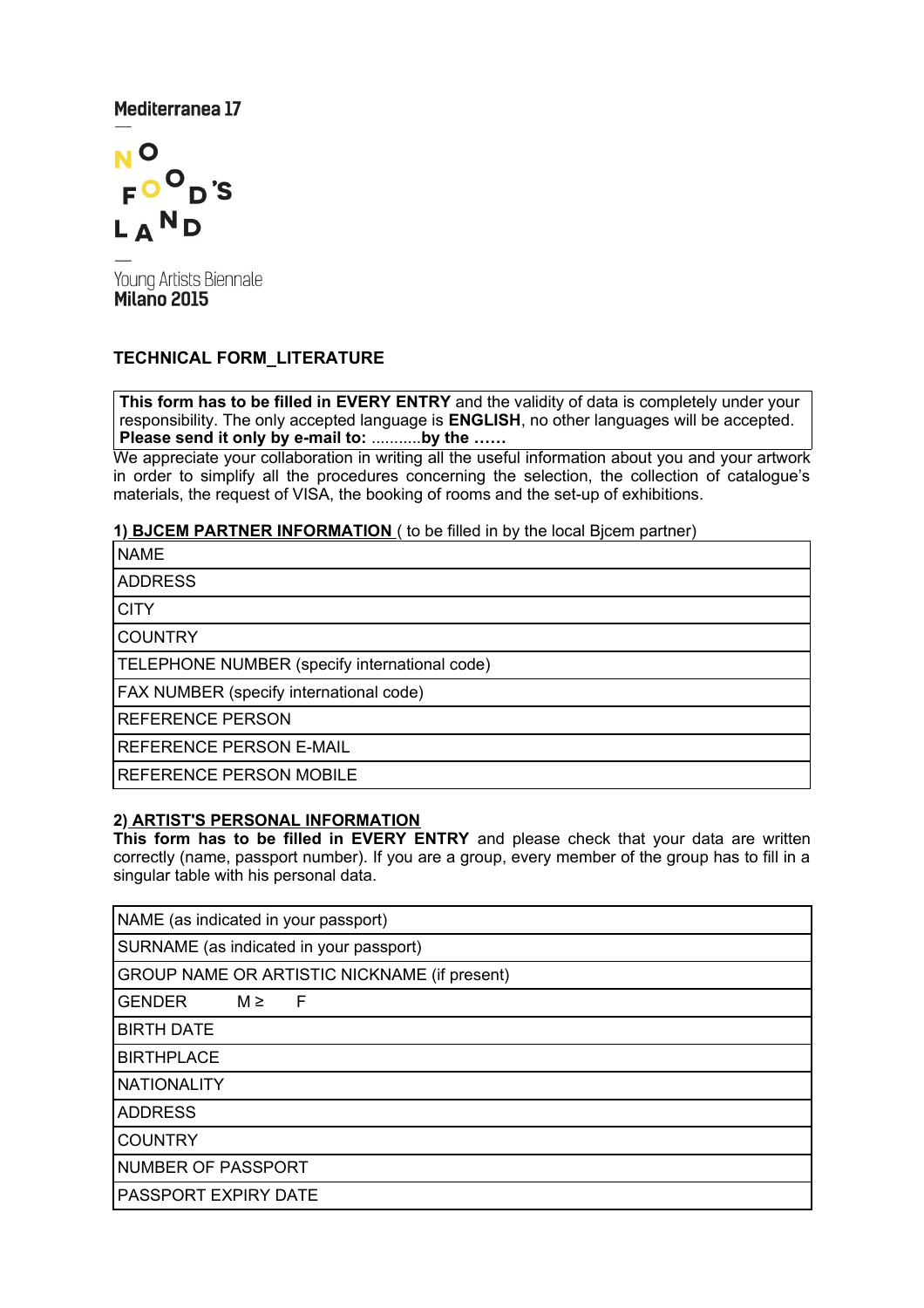Mediterranea 17

—

NO FOOD'S LAND

—

Young Artists Biennale
**Milano 2015**

## TECHNICAL FORM_LITERATURE

**This form has to be filled in EVERY ENTRY** and the validity of data is completely under your responsibility. The only accepted language is **ENGLISH**, no other languages will be accepted.
**Please send it only by e-mail to:** ...........**by the ……**

We appreciate your collaboration in writing all the useful information about you and your artwork in order to simplify all the procedures concerning the selection, the collection of catalogue's materials, the request of VISA, the booking of rooms and the set-up of exhibitions.

**1) BJCEM PARTNER INFORMATION** ( to be filled in by the local Bjcem partner)

| |
|---|
| NAME |
| ADDRESS |
| CITY |
| COUNTRY |
| TELEPHONE NUMBER (specify international code) |
| FAX NUMBER (specify international code) |
| REFERENCE PERSON |
| REFERENCE PERSON E-MAIL |
| REFERENCE PERSON MOBILE |

**2) ARTIST'S PERSONAL INFORMATION**

**This form has to be filled in EVERY ENTRY** and please check that your data are written correctly (name, passport number). If you are a group, every member of the group has to fill in a singular table with his personal data.

| |
|---|
| NAME (as indicated in your passport) |
| SURNAME (as indicated in your passport) |
| GROUP NAME OR ARTISTIC NICKNAME (if present) |
| GENDER M ≥ F |
| BIRTH DATE |
| BIRTHPLACE |
| NATIONALITY |
| ADDRESS |
| COUNTRY |
| NUMBER OF PASSPORT |
| PASSPORT EXPIRY DATE |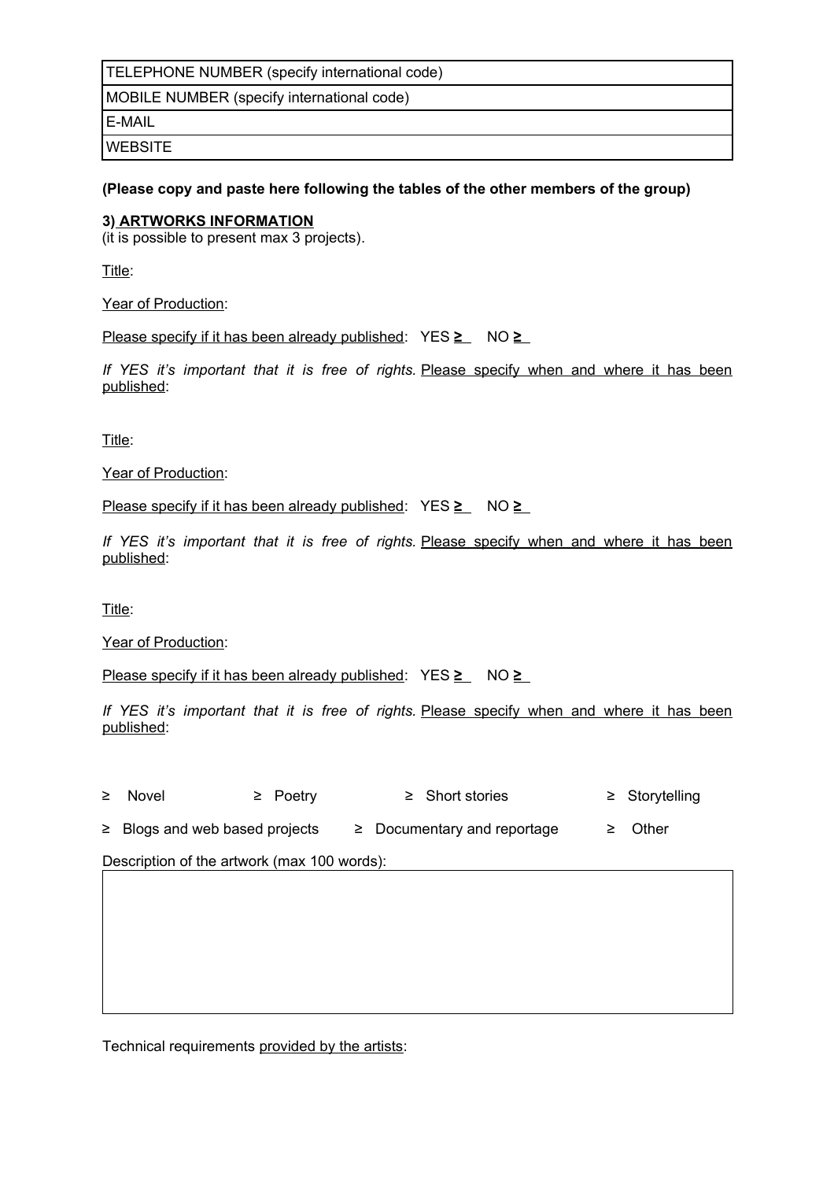| TELEPHONE NUMBER (specify international code) |
|---|
| MOBILE NUMBER (specify international code) |
| E-MAIL |
| WEBSITE |

**(Please copy and paste here following the tables of the other members of the group)**

**3) ARTWORKS INFORMATION**
(it is possible to present max 3 projects).

Title:

Year of Production:

Please specify if it has been already published: YES ≥ NO ≥

*If YES it's important that it is free of rights.* Please specify when and where it has been published:

Title:

Year of Production:

Please specify if it has been already published: YES ≥ NO ≥

*If YES it's important that it is free of rights.* Please specify when and where it has been published:

Title:

Year of Production:

Please specify if it has been already published: YES ≥ NO ≥

*If YES it's important that it is free of rights.* Please specify when and where it has been published:

≥ Novel ≥ Poetry ≥ Short stories ≥ Storytelling

≥ Blogs and web based projects ≥ Documentary and reportage ≥ Other

Description of the artwork (max 100 words):

| |
|---|
| |

Technical requirements provided by the artists: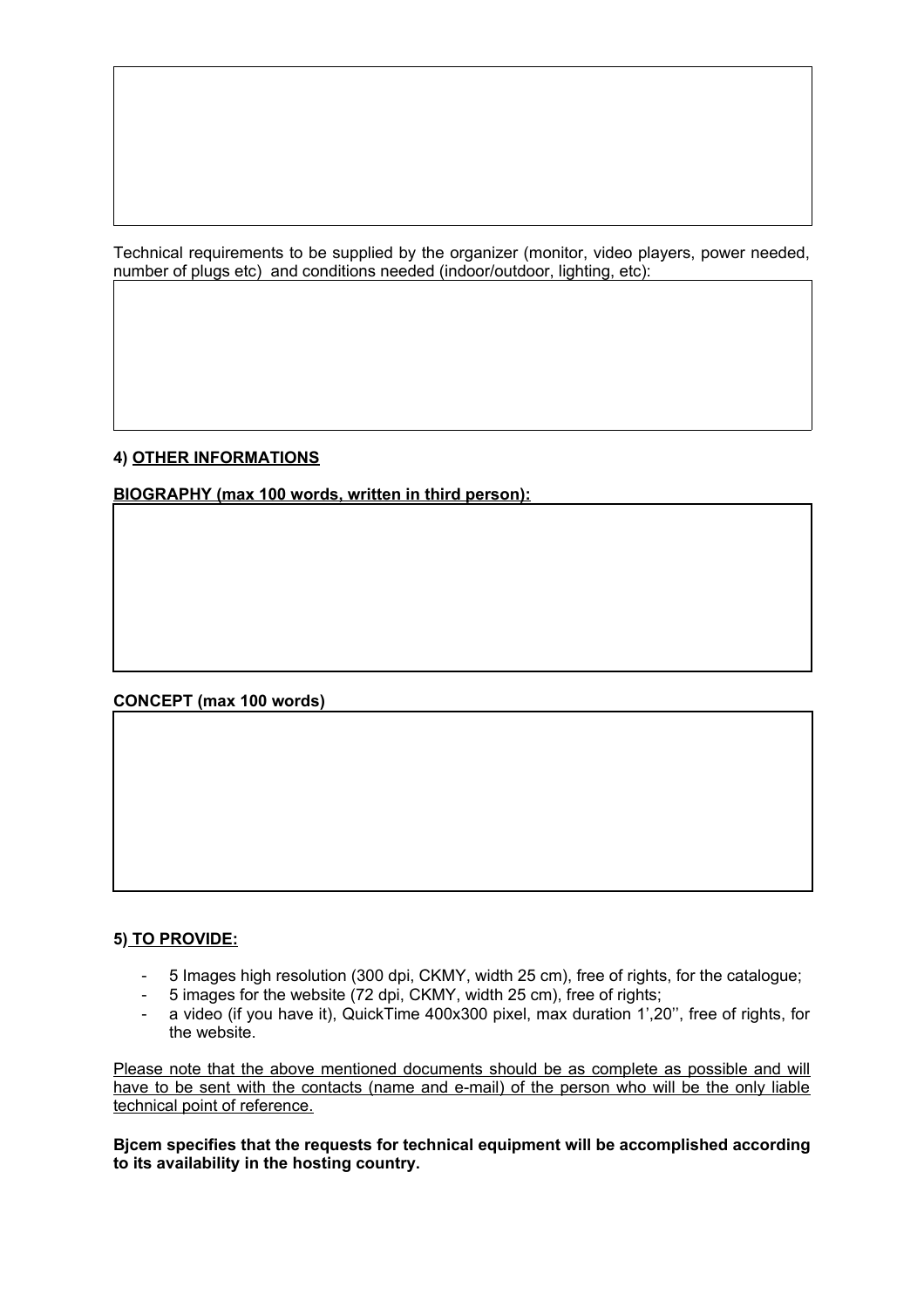Technical requirements to be supplied by the organizer (monitor, video players, power needed, number of plugs etc) and conditions needed (indoor/outdoor, lighting, etc):

**4) OTHER INFORMATIONS**

**BIOGRAPHY (max 100 words, written in third person):**

**CONCEPT (max 100 words)**

**5) TO PROVIDE:**

- 5 Images high resolution (300 dpi, CKMY, width 25 cm), free of rights, for the catalogue;
- 5 images for the website (72 dpi, CKMY, width 25 cm), free of rights;
- a video (if you have it), QuickTime 400x300 pixel, max duration 1',20'', free of rights, for the website.

Please note that the above mentioned documents should be as complete as possible and will have to be sent with the contacts (name and e-mail) of the person who will be the only liable technical point of reference.

**Bjcem specifies that the requests for technical equipment will be accomplished according to its availability in the hosting country.**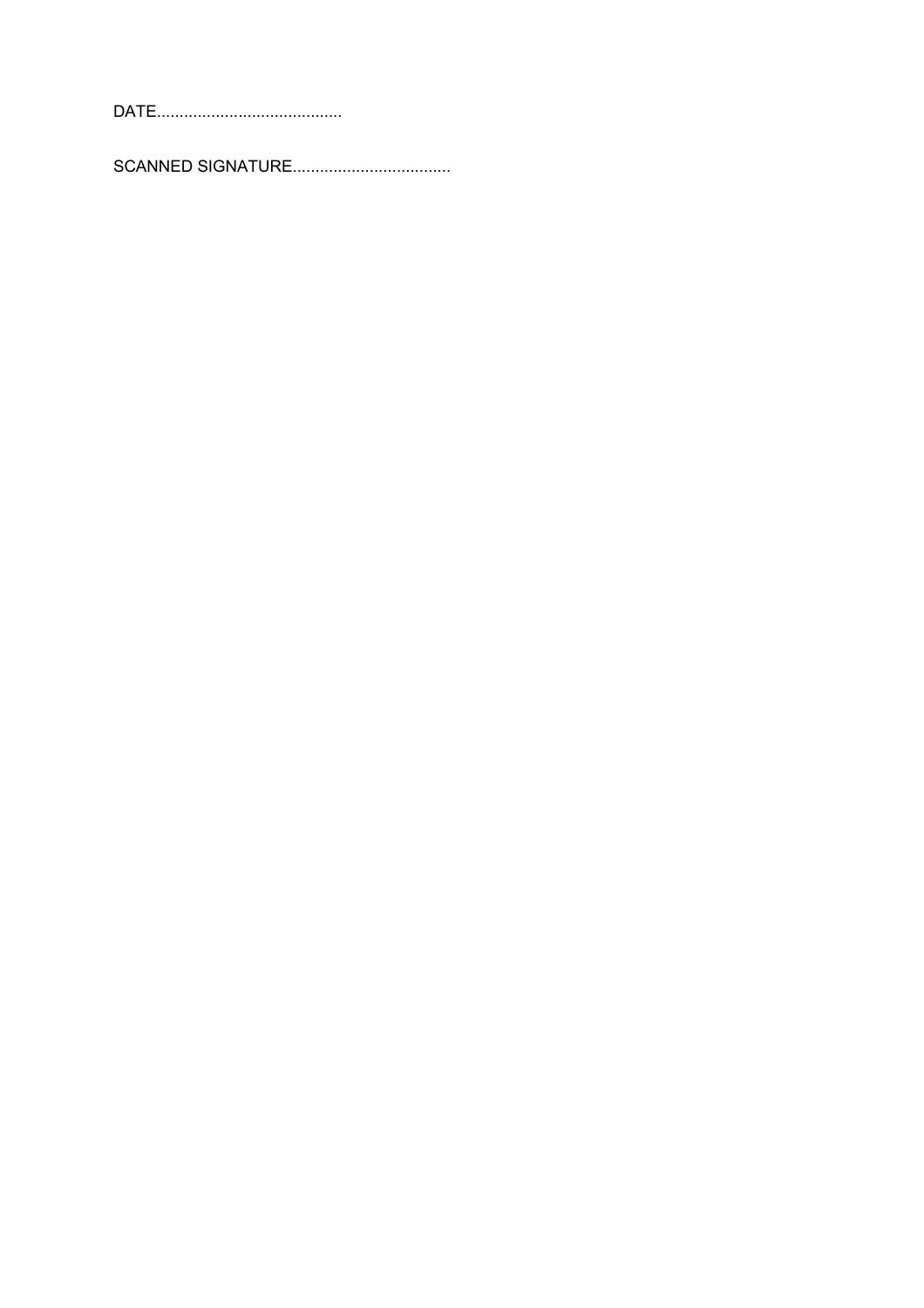DATE.........................................

SCANNED SIGNATURE...................................